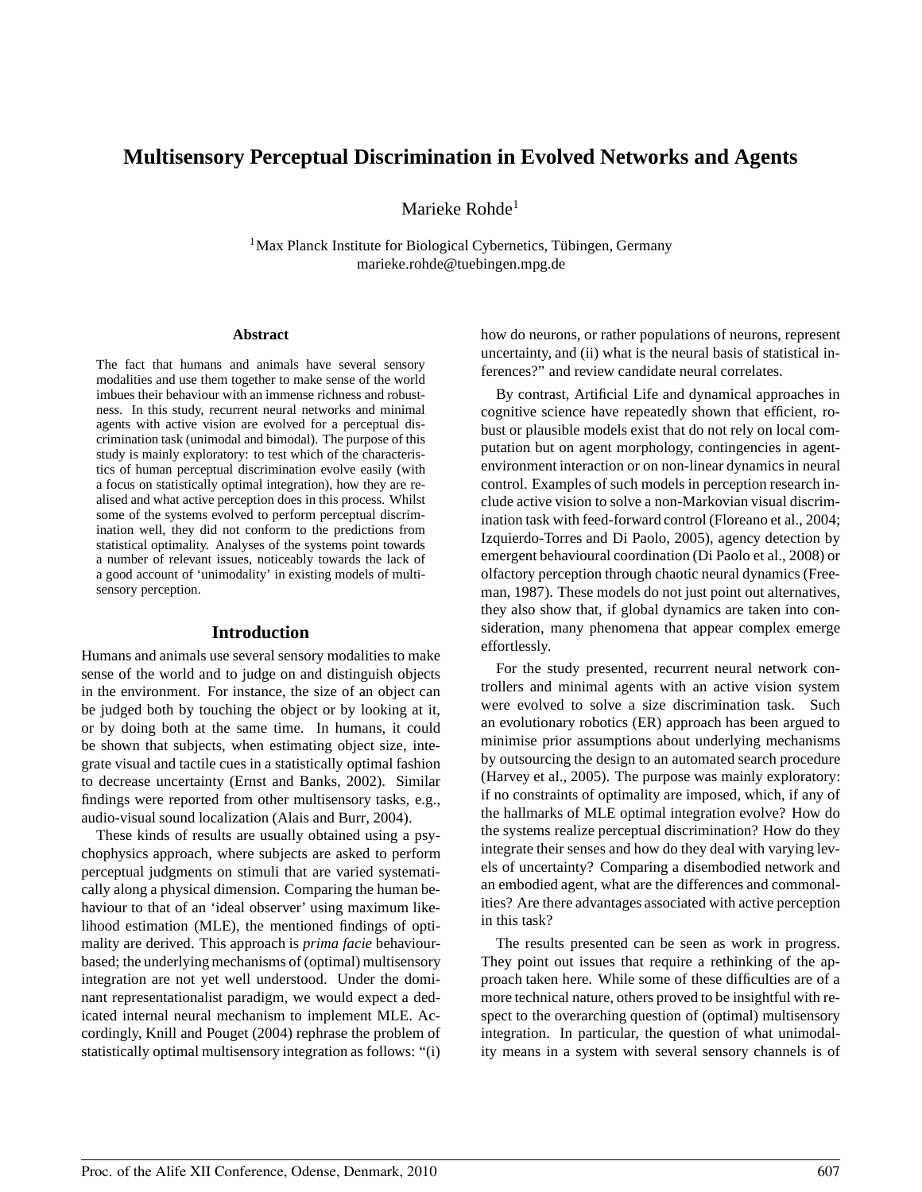# Multisensory Perceptual Discrimination in Evolved Networks and Agents

Marieke Rohde[1]

[1]Max Planck Institute for Biological Cybernetics, Tübingen, Germany
marieke.rohde@tuebingen.mpg.de

## Abstract

The fact that humans and animals have several sensory modalities and use them together to make sense of the world imbues their behaviour with an immense richness and robustness. In this study, recurrent neural networks and minimal agents with active vision are evolved for a perceptual discrimination task (unimodal and bimodal). The purpose of this study is mainly exploratory: to test which of the characteristics of human perceptual discrimination evolve easily (with a focus on statistically optimal integration), how they are realised and what active perception does in this process. Whilst some of the systems evolved to perform perceptual discrimination well, they did not conform to the predictions from statistical optimality. Analyses of the systems point towards a number of relevant issues, noticeably towards the lack of a good account of 'unimodality' in existing models of multisensory perception.

## Introduction

Humans and animals use several sensory modalities to make sense of the world and to judge on and distinguish objects in the environment. For instance, the size of an object can be judged both by touching the object or by looking at it, or by doing both at the same time. In humans, it could be shown that subjects, when estimating object size, integrate visual and tactile cues in a statistically optimal fashion to decrease uncertainty (Ernst and Banks, 2002). Similar findings were reported from other multisensory tasks, e.g., audio-visual sound localization (Alais and Burr, 2004).

These kinds of results are usually obtained using a psychophysics approach, where subjects are asked to perform perceptual judgments on stimuli that are varied systematically along a physical dimension. Comparing the human behaviour to that of an 'ideal observer' using maximum likelihood estimation (MLE), the mentioned findings of optimality are derived. This approach is *prima facie* behaviour-based; the underlying mechanisms of (optimal) multisensory integration are not yet well understood. Under the dominant representationalist paradigm, we would expect a dedicated internal neural mechanism to implement MLE. Accordingly, Knill and Pouget (2004) rephrase the problem of statistically optimal multisensory integration as follows: "(i) how do neurons, or rather populations of neurons, represent uncertainty, and (ii) what is the neural basis of statistical inferences?" and review candidate neural correlates.

By contrast, Artificial Life and dynamical approaches in cognitive science have repeatedly shown that efficient, robust or plausible models exist that do not rely on local computation but on agent morphology, contingencies in agent-environment interaction or on non-linear dynamics in neural control. Examples of such models in perception research include active vision to solve a non-Markovian visual discrimination task with feed-forward control (Floreano et al., 2004; Izquierdo-Torres and Di Paolo, 2005), agency detection by emergent behavioural coordination (Di Paolo et al., 2008) or olfactory perception through chaotic neural dynamics (Freeman, 1987). These models do not just point out alternatives, they also show that, if global dynamics are taken into consideration, many phenomena that appear complex emerge effortlessly.

For the study presented, recurrent neural network controllers and minimal agents with an active vision system were evolved to solve a size discrimination task. Such an evolutionary robotics (ER) approach has been argued to minimise prior assumptions about underlying mechanisms by outsourcing the design to an automated search procedure (Harvey et al., 2005). The purpose was mainly exploratory: if no constraints of optimality are imposed, which, if any of the hallmarks of MLE optimal integration evolve? How do the systems realize perceptual discrimination? How do they integrate their senses and how do they deal with varying levels of uncertainty? Comparing a disembodied network and an embodied agent, what are the differences and commonalities? Are there advantages associated with active perception in this task?

The results presented can be seen as work in progress. They point out issues that require a rethinking of the approach taken here. While some of these difficulties are of a more technical nature, others proved to be insightful with respect to the overarching question of (optimal) multisensory integration. In particular, the question of what unimodality means in a system with several sensory channels is of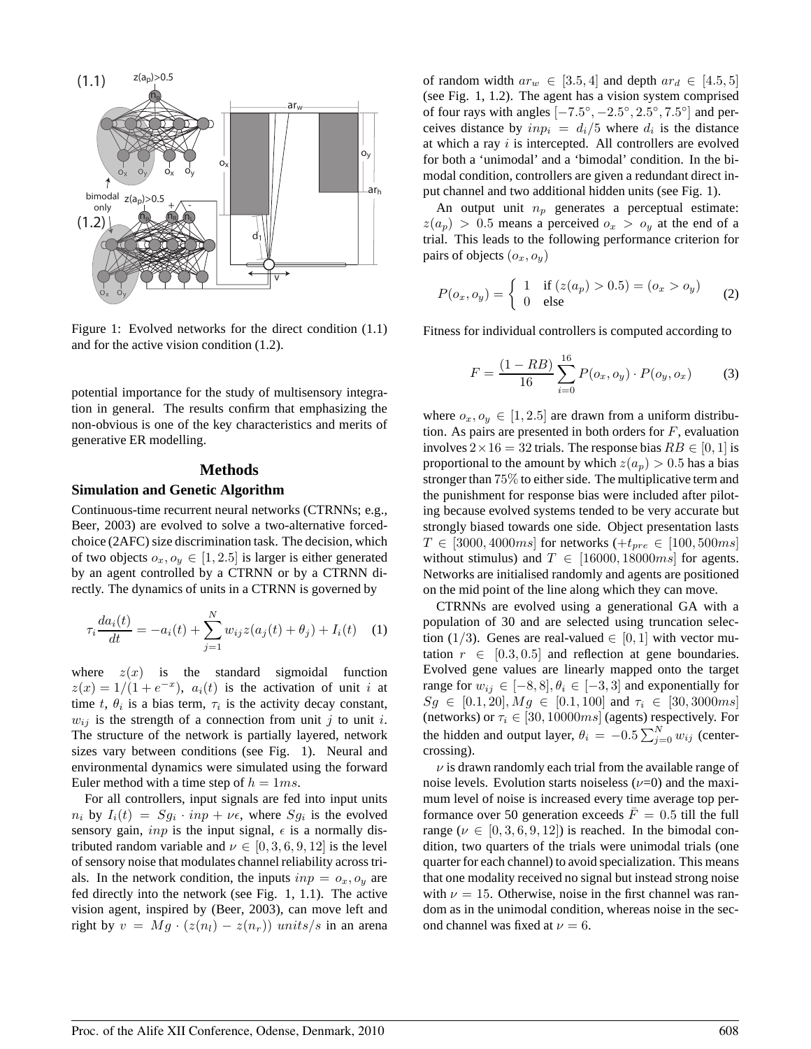Figure 1: Evolved networks for the direct condition (1.1) and for the active vision condition (1.2).

potential importance for the study of multisensory integration in general. The results confirm that emphasizing the non-obvious is one of the key characteristics and merits of generative ER modelling.

## Methods

### Simulation and Genetic Algorithm

Continuous-time recurrent neural networks (CTRNNs; e.g., Beer, 2003) are evolved to solve a two-alternative forced-choice (2AFC) size discrimination task. The decision, which of two objects $o_x, o_y \in [1, 2.5]$ is larger is either generated by an agent controlled by a CTRNN or by a CTRNN directly. The dynamics of units in a CTRNN is governed by

$$\tau_i \frac{da_i(t)}{dt} = -a_i(t) + \sum_{j=1}^{N} w_{ij} z(a_j(t) + \theta_j) + I_i(t) \quad (1)$$

where $z(x)$ is the standard sigmoidal function $z(x) = 1/(1 + e^{-x})$, $a_i(t)$ is the activation of unit $i$ at time $t$, $\theta_i$ is a bias term, $\tau_i$ is the activity decay constant, $w_{ij}$ is the strength of a connection from unit $j$ to unit $i$. The structure of the network is partially layered, network sizes vary between conditions (see Fig. 1). Neural and environmental dynamics were simulated using the forward Euler method with a time step of $h = 1ms$.

For all controllers, input signals are fed into input units $n_i$ by $I_i(t) = Sg_i \cdot inp + \nu\epsilon$, where $Sg_i$ is the evolved sensory gain, $inp$ is the input signal, $\epsilon$ is a normally distributed random variable and $\nu \in [0, 3, 6, 9, 12]$ is the level of sensory noise that modulates channel reliability across trials. In the network condition, the inputs $inp = o_x, o_y$ are fed directly into the network (see Fig. 1, 1.1). The active vision agent, inspired by (Beer, 2003), can move left and right by $v = Mg \cdot (z(n_l) - z(n_r))\ units/s$ in an arena of random width $ar_w \in [3.5, 4]$ and depth $ar_d \in [4.5, 5]$ (see Fig. 1, 1.2). The agent has a vision system comprised of four rays with angles $[-7.5°, -2.5°, 2.5°, 7.5°]$ and perceives distance by $inp_i = d_i/5$ where $d_i$ is the distance at which a ray $i$ is intercepted. All controllers are evolved for both a 'unimodal' and a 'bimodal' condition. In the bimodal condition, controllers are given a redundant direct input channel and two additional hidden units (see Fig. 1).

An output unit $n_p$ generates a perceptual estimate: $z(a_p) > 0.5$ means a perceived $o_x > o_y$ at the end of a trial. This leads to the following performance criterion for pairs of objects $(o_x, o_y)$

$$P(o_x, o_y) = \begin{cases} 1 & \text{if } (z(a_p) > 0.5) = (o_x > o_y) \\ 0 & \text{else} \end{cases} \quad (2)$$

Fitness for individual controllers is computed according to

$$F = \frac{(1 - RB)}{16} \sum_{i=0}^{16} P(o_x, o_y) \cdot P(o_y, o_x) \quad (3)$$

where $o_x, o_y \in [1, 2.5]$ are drawn from a uniform distribution. As pairs are presented in both orders for $F$, evaluation involves $2 \times 16 = 32$ trials. The response bias $RB \in [0, 1]$ is proportional to the amount by which $z(a_p) > 0.5$ has a bias stronger than 75% to either side. The multiplicative term and the punishment for response bias were included after piloting because evolved systems tended to be very accurate but strongly biased towards one side. Object presentation lasts $T \in [3000, 4000ms]$ for networks ($+t_{pre} \in [100, 500ms]$ without stimulus) and $T \in [16000, 18000ms]$ for agents. Networks are initialised randomly and agents are positioned on the mid point of the line along which they can move.

CTRNNs are evolved using a generational GA with a population of 30 and are selected using truncation selection (1/3). Genes are real-valued $\in [0, 1]$ with vector mutation $r \in [0.3, 0.5]$ and reflection at gene boundaries. Evolved gene values are linearly mapped onto the target range for $w_{ij} \in [-8, 8], \theta_i \in [-3, 3]$ and exponentially for $Sg \in [0.1, 20], Mg \in [0.1, 100]$ and $\tau_i \in [30, 3000ms]$ (networks) or $\tau_i \in [30, 10000ms]$ (agents) respectively. For the hidden and output layer, $\theta_i = -0.5 \sum_{j=0}^{N} w_{ij}$ (center-crossing).

$\nu$ is drawn randomly each trial from the available range of noise levels. Evolution starts noiseless ($\nu$=0) and the maximum level of noise is increased every time average top performance over 50 generation exceeds $\bar{F} = 0.5$ till the full range ($\nu \in [0, 3, 6, 9, 12]$) is reached. In the bimodal condition, two quarters of the trials were unimodal trials (one quarter for each channel) to avoid specialization. This means that one modality received no signal but instead strong noise with $\nu = 15$. Otherwise, noise in the first channel was random as in the unimodal condition, whereas noise in the second channel was fixed at $\nu = 6$.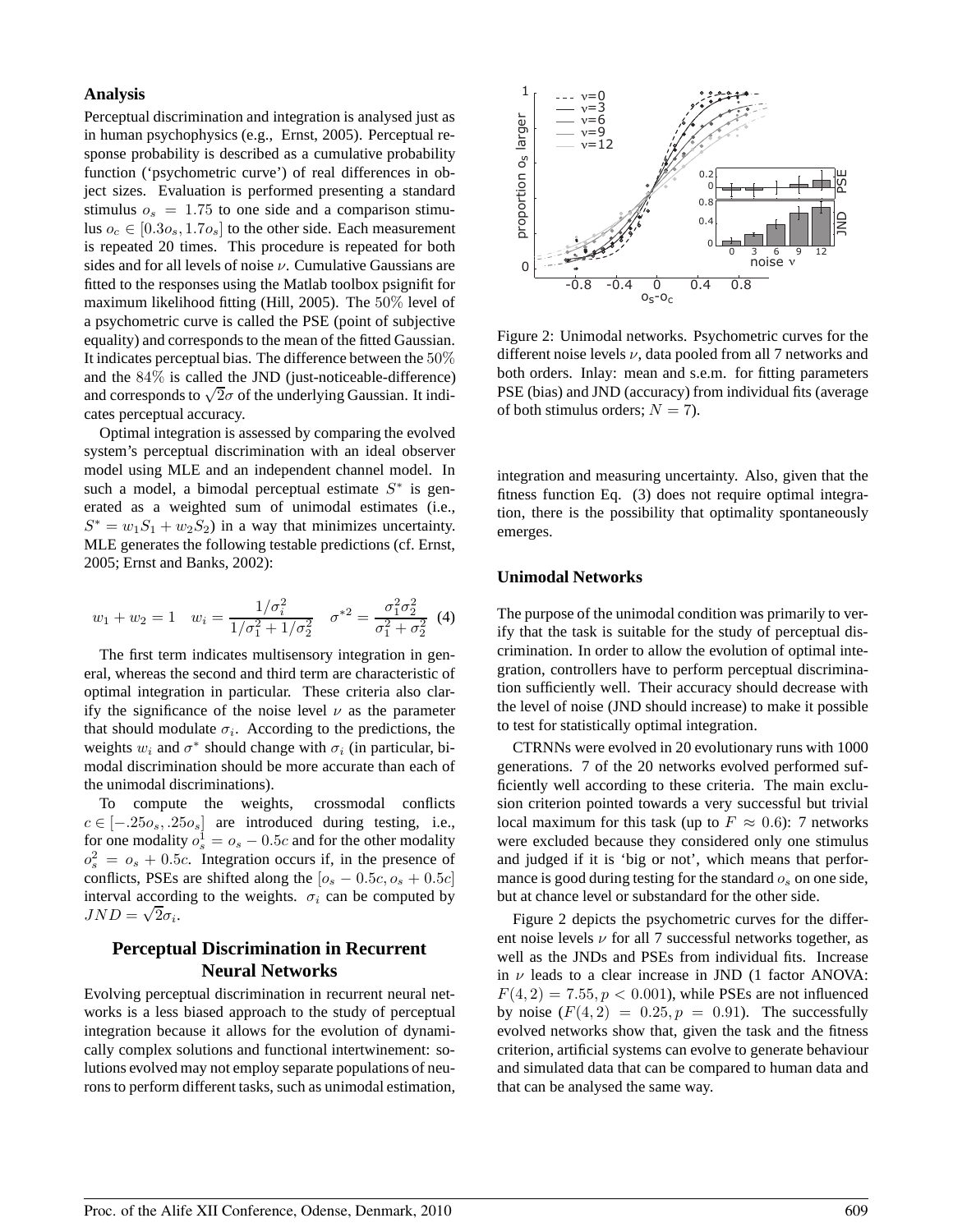### Analysis

Perceptual discrimination and integration is analysed just as in human psychophysics (e.g., Ernst, 2005). Perceptual response probability is described as a cumulative probability function ('psychometric curve') of real differences in object sizes. Evaluation is performed presenting a standard stimulus $o_s = 1.75$ to one side and a comparison stimulus $o_c \in [0.3o_s, 1.7o_s]$ to the other side. Each measurement is repeated 20 times. This procedure is repeated for both sides and for all levels of noise $\nu$. Cumulative Gaussians are fitted to the responses using the Matlab toolbox psignifit for maximum likelihood fitting (Hill, 2005). The 50% level of a psychometric curve is called the PSE (point of subjective equality) and corresponds to the mean of the fitted Gaussian. It indicates perceptual bias. The difference between the 50% and the 84% is called the JND (just-noticeable-difference) and corresponds to $\sqrt{2}\sigma$ of the underlying Gaussian. It indicates perceptual accuracy.

Optimal integration is assessed by comparing the evolved system's perceptual discrimination with an ideal observer model using MLE and an independent channel model. In such a model, a bimodal perceptual estimate $S^*$ is generated as a weighted sum of unimodal estimates (i.e., $S^* = w_1 S_1 + w_2 S_2$) in a way that minimizes uncertainty. MLE generates the following testable predictions (cf. Ernst, 2005; Ernst and Banks, 2002):

$$w_1 + w_2 = 1 \quad w_i = \frac{1/\sigma_i^2}{1/\sigma_1^2 + 1/\sigma_2^2} \quad \sigma^{*2} = \frac{\sigma_1^2 \sigma_2^2}{\sigma_1^2 + \sigma_2^2} \quad (4)$$

The first term indicates multisensory integration in general, whereas the second and third term are characteristic of optimal integration in particular. These criteria also clarify the significance of the noise level $\nu$ as the parameter that should modulate $\sigma_i$. According to the predictions, the weights $w_i$ and $\sigma^*$ should change with $\sigma_i$ (in particular, bimodal discrimination should be more accurate than each of the unimodal discriminations).

To compute the weights, crossmodal conflicts $c \in [-.25o_s, .25o_s]$ are introduced during testing, i.e., for one modality $o_s^1 = o_s - 0.5c$ and for the other modality $o_s^2 = o_s + 0.5c$. Integration occurs if, in the presence of conflicts, PSEs are shifted along the $[o_s - 0.5c, o_s + 0.5c]$ interval according to the weights. $\sigma_i$ can be computed by $JND = \sqrt{2}\sigma_i$.

## Perceptual Discrimination in Recurrent Neural Networks

Evolving perceptual discrimination in recurrent neural networks is a less biased approach to the study of perceptual integration because it allows for the evolution of dynamically complex solutions and functional intertwinement: solutions evolved may not employ separate populations of neurons to perform different tasks, such as unimodal estimation, integration and measuring uncertainty. Also, given that the fitness function Eq. (3) does not require optimal integration, there is the possibility that optimality spontaneously emerges.

Figure 2: Unimodal networks. Psychometric curves for the different noise levels $\nu$, data pooled from all 7 networks and both orders. Inlay: mean and s.e.m. for fitting parameters PSE (bias) and JND (accuracy) from individual fits (average of both stimulus orders; $N = 7$).

### Unimodal Networks

The purpose of the unimodal condition was primarily to verify that the task is suitable for the study of perceptual discrimination. In order to allow the evolution of optimal integration, controllers have to perform perceptual discrimination sufficiently well. Their accuracy should decrease with the level of noise (JND should increase) to make it possible to test for statistically optimal integration.

CTRNNs were evolved in 20 evolutionary runs with 1000 generations. 7 of the 20 networks evolved performed sufficiently well according to these criteria. The main exclusion criterion pointed towards a very successful but trivial local maximum for this task (up to $F \approx 0.6$): 7 networks were excluded because they considered only one stimulus and judged if it is 'big or not', which means that performance is good during testing for the standard $o_s$ on one side, but at chance level or substandard for the other side.

Figure 2 depicts the psychometric curves for the different noise levels $\nu$ for all 7 successful networks together, as well as the JNDs and PSEs from individual fits. Increase in $\nu$ leads to a clear increase in JND (1 factor ANOVA: $F(4, 2) = 7.55, p < 0.001$), while PSEs are not influenced by noise ($F(4, 2) = 0.25, p = 0.91$). The successfully evolved networks show that, given the task and the fitness criterion, artificial systems can evolve to generate behaviour and simulated data that can be compared to human data and that can be analysed the same way.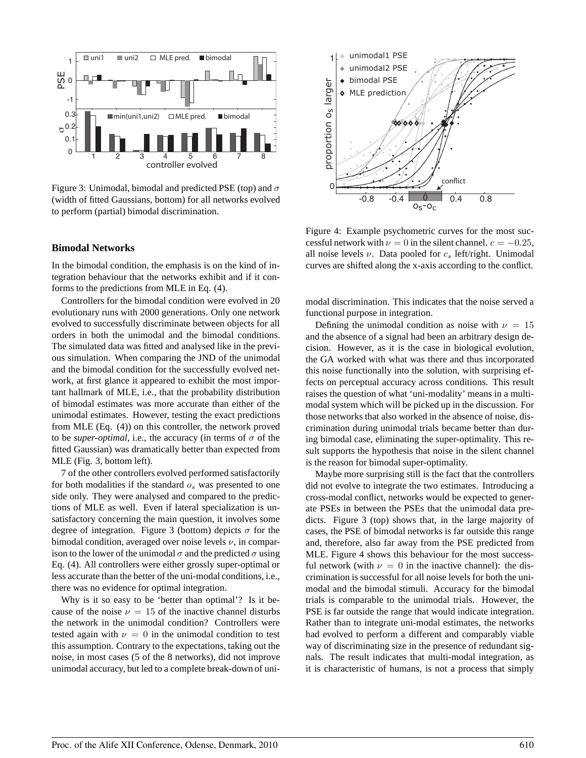Figure 3: Unimodal, bimodal and predicted PSE (top) and $\sigma$ (width of fitted Gaussians, bottom) for all networks evolved to perform (partial) bimodal discrimination.

Figure 4: Example psychometric curves for the most successful network with $\nu = 0$ in the silent channel. $c = -0.25$, all noise levels $\nu$. Data pooled for $c_s$ left/right. Unimodal curves are shifted along the x-axis according to the conflict.

### Bimodal Networks

In the bimodal condition, the emphasis is on the kind of integration behaviour that the networks exhibit and if it conforms to the predictions from MLE in Eq. (4).

Controllers for the bimodal condition were evolved in 20 evolutionary runs with 2000 generations. Only one network evolved to successfully discriminate between objects for all orders in both the unimodal and the bimodal conditions. The simulated data was fitted and analysed like in the previous simulation. When comparing the JND of the unimodal and the bimodal condition for the successfully evolved network, at first glance it appeared to exhibit the most important hallmark of MLE, i.e., that the probability distribution of bimodal estimates was more accurate than either of the unimodal estimates. However, testing the exact predictions from MLE (Eq. (4)) on this controller, the network proved to be *super-optimal*, i.e., the accuracy (in terms of $\sigma$ of the fitted Gaussian) was dramatically better than expected from MLE (Fig. 3, bottom left).

7 of the other controllers evolved performed satisfactorily for both modalities if the standard $o_s$ was presented to one side only. They were analysed and compared to the predictions of MLE as well. Even if lateral specialization is unsatisfactory concerning the main question, it involves some degree of integration. Figure 3 (bottom) depicts $\sigma$ for the bimodal condition, averaged over noise levels $\nu$, in comparison to the lower of the unimodal $\sigma$ and the predicted $\sigma$ using Eq. (4). All controllers were either grossly super-optimal or less accurate than the better of the uni-modal conditions, i.e., there was no evidence for optimal integration.

Why is it so easy to be 'better than optimal'? Is it because of the noise $\nu = 15$ of the inactive channel disturbs the network in the unimodal condition? Controllers were tested again with $\nu = 0$ in the unimodal condition to test this assumption. Contrary to the expectations, taking out the noise, in most cases (5 of the 8 networks), did not improve unimodal accuracy, but led to a complete break-down of unimodal discrimination. This indicates that the noise served a functional purpose in integration.

Defining the unimodal condition as noise with $\nu = 15$ and the absence of a signal had been an arbitrary design decision. However, as it is the case in biological evolution, the GA worked with what was there and thus incorporated this noise functionally into the solution, with surprising effects on perceptual accuracy across conditions. This result raises the question of what 'uni-modality' means in a multi-modal system which will be picked up in the discussion. For those networks that also worked in the absence of noise, discrimination during unimodal trials became better than during bimodal case, eliminating the super-optimality. This result supports the hypothesis that noise in the silent channel is the reason for bimodal super-optimality.

Maybe more surprising still is the fact that the controllers did not evolve to integrate the two estimates. Introducing a cross-modal conflict, networks would be expected to generate PSEs in between the PSEs that the unimodal data predicts. Figure 3 (top) shows that, in the large majority of cases, the PSE of bimodal networks is far outside this range and, therefore, also far away from the PSE predicted from MLE. Figure 4 shows this behaviour for the most successful network (with $\nu = 0$ in the inactive channel): the discrimination is successful for all noise levels for both the unimodal and the bimodal stimuli. Accuracy for the bimodal trials is comparable to the unimodal trials. However, the PSE is far outside the range that would indicate integration. Rather than to integrate uni-modal estimates, the networks had evolved to perform a different and comparably viable way of discriminating size in the presence of redundant signals. The result indicates that multi-modal integration, as it is characteristic of humans, is not a process that simply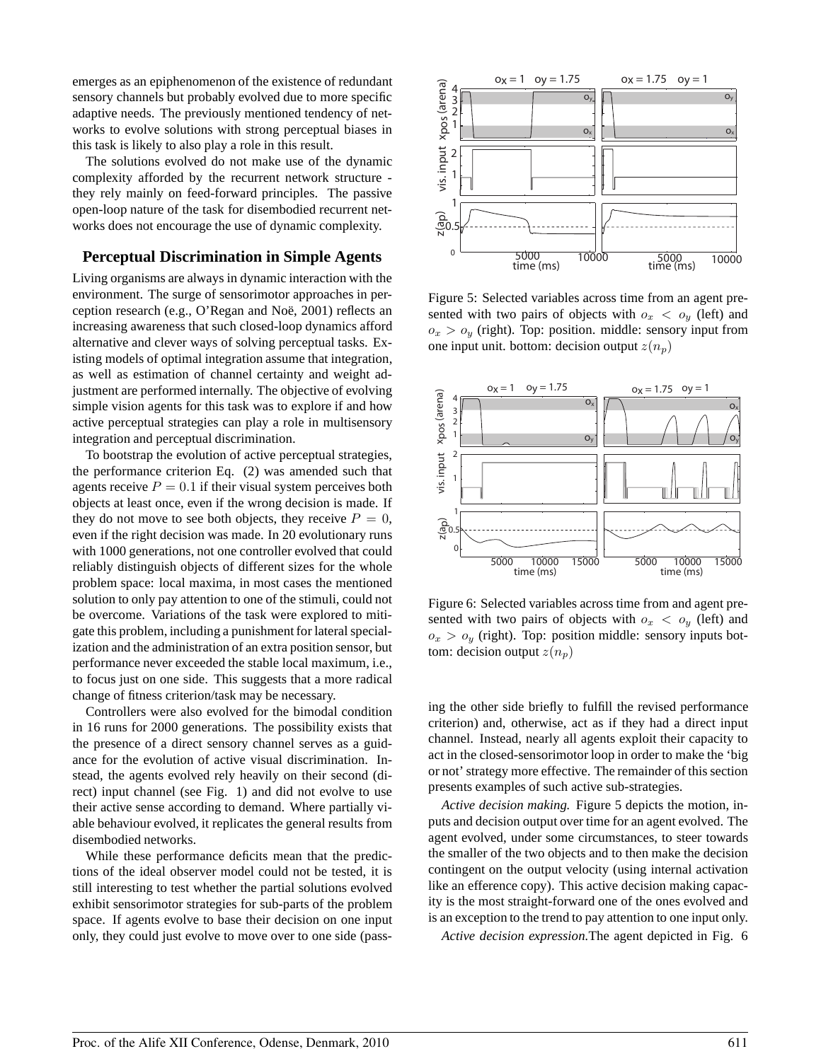emerges as an epiphenomenon of the existence of redundant sensory channels but probably evolved due to more specific adaptive needs. The previously mentioned tendency of networks to evolve solutions with strong perceptual biases in this task is likely to also play a role in this result.

The solutions evolved do not make use of the dynamic complexity afforded by the recurrent network structure - they rely mainly on feed-forward principles. The passive open-loop nature of the task for disembodied recurrent networks does not encourage the use of dynamic complexity.

## Perceptual Discrimination in Simple Agents

Living organisms are always in dynamic interaction with the environment. The surge of sensorimotor approaches in perception research (e.g., O'Regan and Noë, 2001) reflects an increasing awareness that such closed-loop dynamics afford alternative and clever ways of solving perceptual tasks. Existing models of optimal integration assume that integration, as well as estimation of channel certainty and weight adjustment are performed internally. The objective of evolving simple vision agents for this task was to explore if and how active perceptual strategies can play a role in multisensory integration and perceptual discrimination.

To bootstrap the evolution of active perceptual strategies, the performance criterion Eq. (2) was amended such that agents receive $P = 0.1$ if their visual system perceives both objects at least once, even if the wrong decision is made. If they do not move to see both objects, they receive $P = 0$, even if the right decision was made. In 20 evolutionary runs with 1000 generations, not one controller evolved that could reliably distinguish objects of different sizes for the whole problem space: local maxima, in most cases the mentioned solution to only pay attention to one of the stimuli, could not be overcome. Variations of the task were explored to mitigate this problem, including a punishment for lateral specialization and the administration of an extra position sensor, but performance never exceeded the stable local maximum, i.e., to focus just on one side. This suggests that a more radical change of fitness criterion/task may be necessary.

Controllers were also evolved for the bimodal condition in 16 runs for 2000 generations. The possibility exists that the presence of a direct sensory channel serves as a guidance for the evolution of active visual discrimination. Instead, the agents evolved rely heavily on their second (direct) input channel (see Fig. 1) and did not evolve to use their active sense according to demand. Where partially viable behaviour evolved, it replicates the general results from disembodied networks.

While these performance deficits mean that the predictions of the ideal observer model could not be tested, it is still interesting to test whether the partial solutions evolved exhibit sensorimotor strategies for sub-parts of the problem space. If agents evolve to base their decision on one input only, they could just evolve to move over to one side (passing the other side briefly to fulfill the revised performance criterion) and, otherwise, act as if they had a direct input channel. Instead, nearly all agents exploit their capacity to act in the closed-sensorimotor loop in order to make the 'big or not' strategy more effective. The remainder of this section presents examples of such active sub-strategies.

Figure 5: Selected variables across time from an agent presented with two pairs of objects with $o_x < o_y$ (left) and $o_x > o_y$ (right). Top: position. middle: sensory input from one input unit. bottom: decision output $z(n_p)$

Figure 6: Selected variables across time from and agent presented with two pairs of objects with $o_x < o_y$ (left) and $o_x > o_y$ (right). Top: position middle: sensory inputs bottom: decision output $z(n_p)$

*Active decision making.* Figure 5 depicts the motion, inputs and decision output over time for an agent evolved. The agent evolved, under some circumstances, to steer towards the smaller of the two objects and to then make the decision contingent on the output velocity (using internal activation like an efference copy). This active decision making capacity is the most straight-forward one of the ones evolved and is an exception to the trend to pay attention to one input only.

*Active decision expression.*The agent depicted in Fig. 6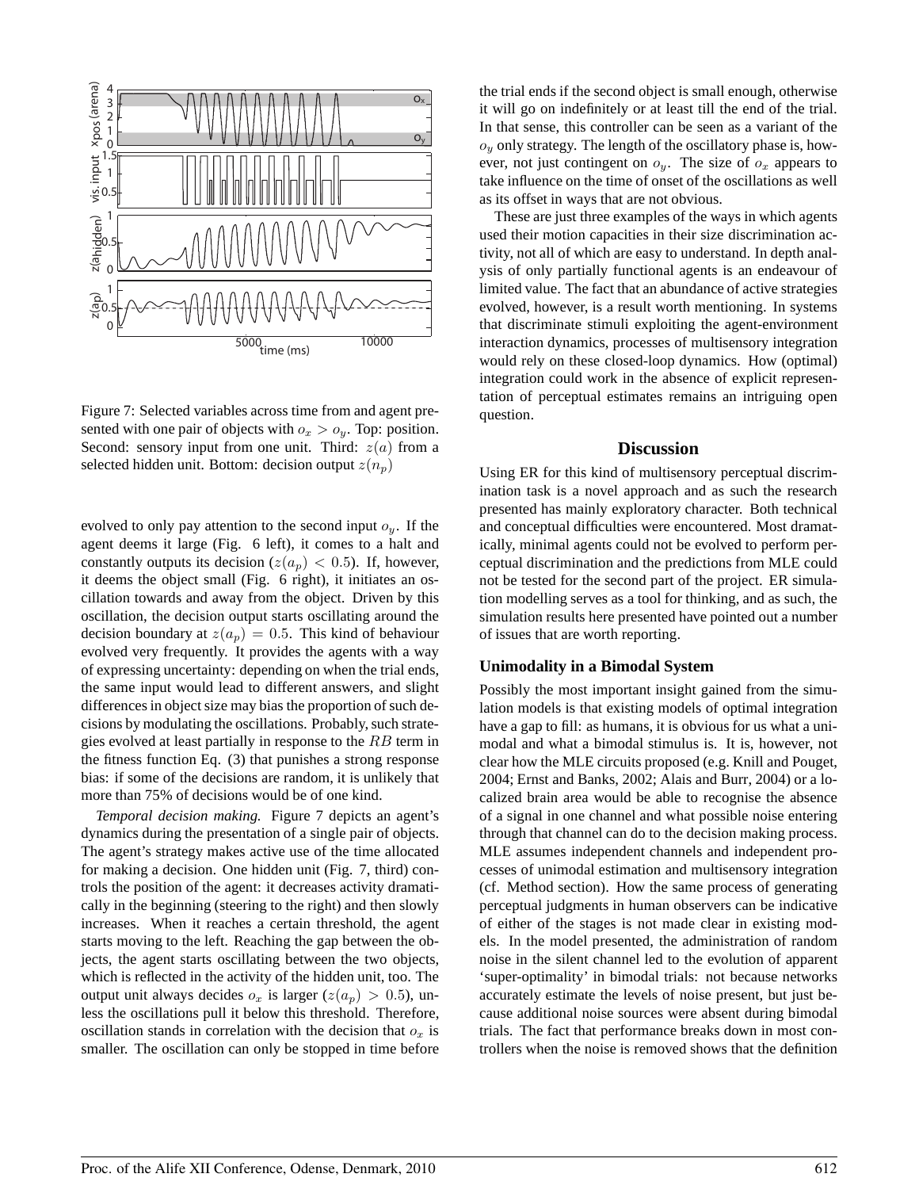Figure 7: Selected variables across time from and agent presented with one pair of objects with $o_x > o_y$. Top: position. Second: sensory input from one unit. Third: $z(a)$ from a selected hidden unit. Bottom: decision output $z(n_p)$

evolved to only pay attention to the second input $o_y$. If the agent deems it large (Fig. 6 left), it comes to a halt and constantly outputs its decision ($z(a_p) < 0.5$). If, however, it deems the object small (Fig. 6 right), it initiates an oscillation towards and away from the object. Driven by this oscillation, the decision output starts oscillating around the decision boundary at $z(a_p) = 0.5$. This kind of behaviour evolved very frequently. It provides the agents with a way of expressing uncertainty: depending on when the trial ends, the same input would lead to different answers, and slight differences in object size may bias the proportion of such decisions by modulating the oscillations. Probably, such strategies evolved at least partially in response to the $RB$ term in the fitness function Eq. (3) that punishes a strong response bias: if some of the decisions are random, it is unlikely that more than 75% of decisions would be of one kind.

*Temporal decision making.* Figure 7 depicts an agent's dynamics during the presentation of a single pair of objects. The agent's strategy makes active use of the time allocated for making a decision. One hidden unit (Fig. 7, third) controls the position of the agent: it decreases activity dramatically in the beginning (steering to the right) and then slowly increases. When it reaches a certain threshold, the agent starts moving to the left. Reaching the gap between the objects, the agent starts oscillating between the two objects, which is reflected in the activity of the hidden unit, too. The output unit always decides $o_x$ is larger ($z(a_p) > 0.5$), unless the oscillations pull it below this threshold. Therefore, oscillation stands in correlation with the decision that $o_x$ is smaller. The oscillation can only be stopped in time before the trial ends if the second object is small enough, otherwise it will go on indefinitely or at least till the end of the trial. In that sense, this controller can be seen as a variant of the $o_y$ only strategy. The length of the oscillatory phase is, however, not just contingent on $o_y$. The size of $o_x$ appears to take influence on the time of onset of the oscillations as well as its offset in ways that are not obvious.

These are just three examples of the ways in which agents used their motion capacities in their size discrimination activity, not all of which are easy to understand. In depth analysis of only partially functional agents is an endeavour of limited value. The fact that an abundance of active strategies evolved, however, is a result worth mentioning. In systems that discriminate stimuli exploiting the agent-environment interaction dynamics, processes of multisensory integration would rely on these closed-loop dynamics. How (optimal) integration could work in the absence of explicit representation of perceptual estimates remains an intriguing open question.

## Discussion

Using ER for this kind of multisensory perceptual discrimination task is a novel approach and as such the research presented has mainly exploratory character. Both technical and conceptual difficulties were encountered. Most dramatically, minimal agents could not be evolved to perform perceptual discrimination and the predictions from MLE could not be tested for the second part of the project. ER simulation modelling serves as a tool for thinking, and as such, the simulation results here presented have pointed out a number of issues that are worth reporting.

### Unimodality in a Bimodal System

Possibly the most important insight gained from the simulation models is that existing models of optimal integration have a gap to fill: as humans, it is obvious for us what a unimodal and what a bimodal stimulus is. It is, however, not clear how the MLE circuits proposed (e.g. Knill and Pouget, 2004; Ernst and Banks, 2002; Alais and Burr, 2004) or a localized brain area would be able to recognise the absence of a signal in one channel and what possible noise entering through that channel can do to the decision making process. MLE assumes independent channels and independent processes of unimodal estimation and multisensory integration (cf. Method section). How the same process of generating perceptual judgments in human observers can be indicative of either of the stages is not made clear in existing models. In the model presented, the administration of random noise in the silent channel led to the evolution of apparent 'super-optimality' in bimodal trials: not because networks accurately estimate the levels of noise present, but just because additional noise sources were absent during bimodal trials. The fact that performance breaks down in most controllers when the noise is removed shows that the definition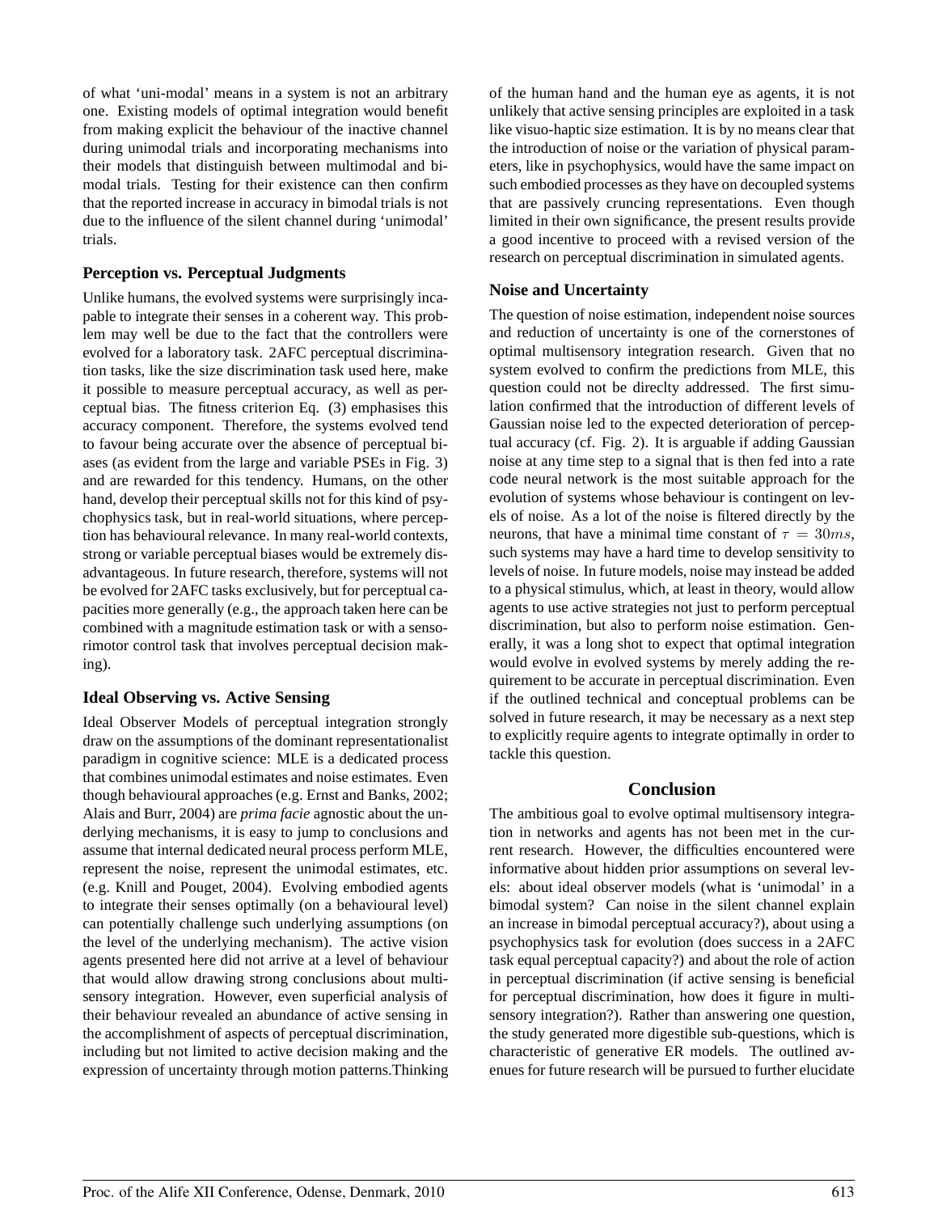of what 'uni-modal' means in a system is not an arbitrary one. Existing models of optimal integration would benefit from making explicit the behaviour of the inactive channel during unimodal trials and incorporating mechanisms into their models that distinguish between multimodal and bimodal trials. Testing for their existence can then confirm that the reported increase in accuracy in bimodal trials is not due to the influence of the silent channel during 'unimodal' trials.

### Perception vs. Perceptual Judgments

Unlike humans, the evolved systems were surprisingly incapable to integrate their senses in a coherent way. This problem may well be due to the fact that the controllers were evolved for a laboratory task. 2AFC perceptual discrimination tasks, like the size discrimination task used here, make it possible to measure perceptual accuracy, as well as perceptual bias. The fitness criterion Eq. (3) emphasises this accuracy component. Therefore, the systems evolved tend to favour being accurate over the absence of perceptual biases (as evident from the large and variable PSEs in Fig. 3) and are rewarded for this tendency. Humans, on the other hand, develop their perceptual skills not for this kind of psychophysics task, but in real-world situations, where perception has behavioural relevance. In many real-world contexts, strong or variable perceptual biases would be extremely disadvantageous. In future research, therefore, systems will not be evolved for 2AFC tasks exclusively, but for perceptual capacities more generally (e.g., the approach taken here can be combined with a magnitude estimation task or with a sensorimotor control task that involves perceptual decision making).

### Ideal Observing vs. Active Sensing

Ideal Observer Models of perceptual integration strongly draw on the assumptions of the dominant representationalist paradigm in cognitive science: MLE is a dedicated process that combines unimodal estimates and noise estimates. Even though behavioural approaches (e.g. Ernst and Banks, 2002; Alais and Burr, 2004) are *prima facie* agnostic about the underlying mechanisms, it is easy to jump to conclusions and assume that internal dedicated neural process perform MLE, represent the noise, represent the unimodal estimates, etc. (e.g. Knill and Pouget, 2004). Evolving embodied agents to integrate their senses optimally (on a behavioural level) can potentially challenge such underlying assumptions (on the level of the underlying mechanism). The active vision agents presented here did not arrive at a level of behaviour that would allow drawing strong conclusions about multisensory integration. However, even superficial analysis of their behaviour revealed an abundance of active sensing in the accomplishment of aspects of perceptual discrimination, including but not limited to active decision making and the expression of uncertainty through motion patterns.Thinking of the human hand and the human eye as agents, it is not unlikely that active sensing principles are exploited in a task like visuo-haptic size estimation. It is by no means clear that the introduction of noise or the variation of physical parameters, like in psychophysics, would have the same impact on such embodied processes as they have on decoupled systems that are passively cruncing representations. Even though limited in their own significance, the present results provide a good incentive to proceed with a revised version of the research on perceptual discrimination in simulated agents.

### Noise and Uncertainty

The question of noise estimation, independent noise sources and reduction of uncertainty is one of the cornerstones of optimal multisensory integration research. Given that no system evolved to confirm the predictions from MLE, this question could not be direclty addressed. The first simulation confirmed that the introduction of different levels of Gaussian noise led to the expected deterioration of perceptual accuracy (cf. Fig. 2). It is arguable if adding Gaussian noise at any time step to a signal that is then fed into a rate code neural network is the most suitable approach for the evolution of systems whose behaviour is contingent on levels of noise. As a lot of the noise is filtered directly by the neurons, that have a minimal time constant of $\tau = 30ms$, such systems may have a hard time to develop sensitivity to levels of noise. In future models, noise may instead be added to a physical stimulus, which, at least in theory, would allow agents to use active strategies not just to perform perceptual discrimination, but also to perform noise estimation. Generally, it was a long shot to expect that optimal integration would evolve in evolved systems by merely adding the requirement to be accurate in perceptual discrimination. Even if the outlined technical and conceptual problems can be solved in future research, it may be necessary as a next step to explicitly require agents to integrate optimally in order to tackle this question.

## Conclusion

The ambitious goal to evolve optimal multisensory integration in networks and agents has not been met in the current research. However, the difficulties encountered were informative about hidden prior assumptions on several levels: about ideal observer models (what is 'unimodal' in a bimodal system? Can noise in the silent channel explain an increase in bimodal perceptual accuracy?), about using a psychophysics task for evolution (does success in a 2AFC task equal perceptual capacity?) and about the role of action in perceptual discrimination (if active sensing is beneficial for perceptual discrimination, how does it figure in multisensory integration?). Rather than answering one question, the study generated more digestible sub-questions, which is characteristic of generative ER models. The outlined avenues for future research will be pursued to further elucidate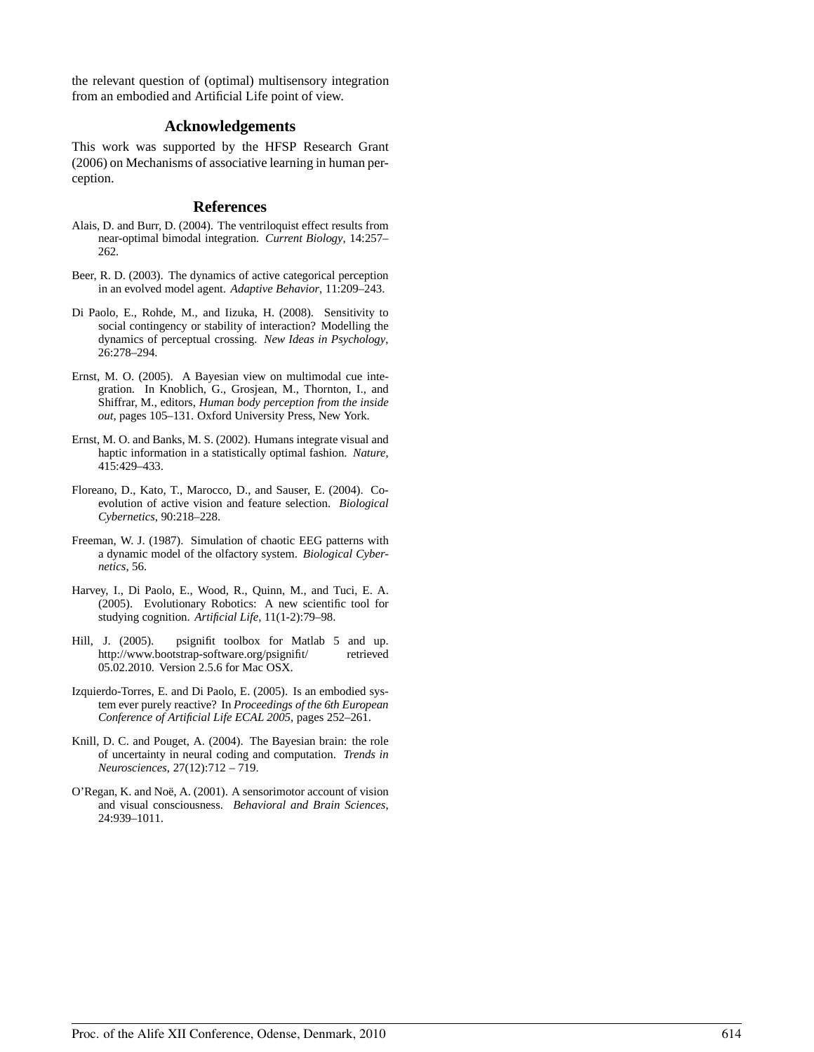the relevant question of (optimal) multisensory integration from an embodied and Artificial Life point of view.

## Acknowledgements

This work was supported by the HFSP Research Grant (2006) on Mechanisms of associative learning in human perception.

## References

Alais, D. and Burr, D. (2004). The ventriloquist effect results from near-optimal bimodal integration. *Current Biology*, 14:257–262.

Beer, R. D. (2003). The dynamics of active categorical perception in an evolved model agent. *Adaptive Behavior*, 11:209–243.

Di Paolo, E., Rohde, M., and Iizuka, H. (2008). Sensitivity to social contingency or stability of interaction? Modelling the dynamics of perceptual crossing. *New Ideas in Psychology*, 26:278–294.

Ernst, M. O. (2005). A Bayesian view on multimodal cue integration. In Knoblich, G., Grosjean, M., Thornton, I., and Shiffrar, M., editors, *Human body perception from the inside out*, pages 105–131. Oxford University Press, New York.

Ernst, M. O. and Banks, M. S. (2002). Humans integrate visual and haptic information in a statistically optimal fashion. *Nature*, 415:429–433.

Floreano, D., Kato, T., Marocco, D., and Sauser, E. (2004). Coevolution of active vision and feature selection. *Biological Cybernetics*, 90:218–228.

Freeman, W. J. (1987). Simulation of chaotic EEG patterns with a dynamic model of the olfactory system. *Biological Cybernetics*, 56.

Harvey, I., Di Paolo, E., Wood, R., Quinn, M., and Tuci, E. A. (2005). Evolutionary Robotics: A new scientific tool for studying cognition. *Artificial Life*, 11(1-2):79–98.

Hill, J. (2005). psignifit toolbox for Matlab 5 and up. http://www.bootstrap-software.org/psignifit/ retrieved 05.02.2010. Version 2.5.6 for Mac OSX.

Izquierdo-Torres, E. and Di Paolo, E. (2005). Is an embodied system ever purely reactive? In *Proceedings of the 6th European Conference of Artificial Life ECAL 2005*, pages 252–261.

Knill, D. C. and Pouget, A. (2004). The Bayesian brain: the role of uncertainty in neural coding and computation. *Trends in Neurosciences*, 27(12):712 – 719.

O'Regan, K. and Noë, A. (2001). A sensorimotor account of vision and visual consciousness. *Behavioral and Brain Sciences*, 24:939–1011.